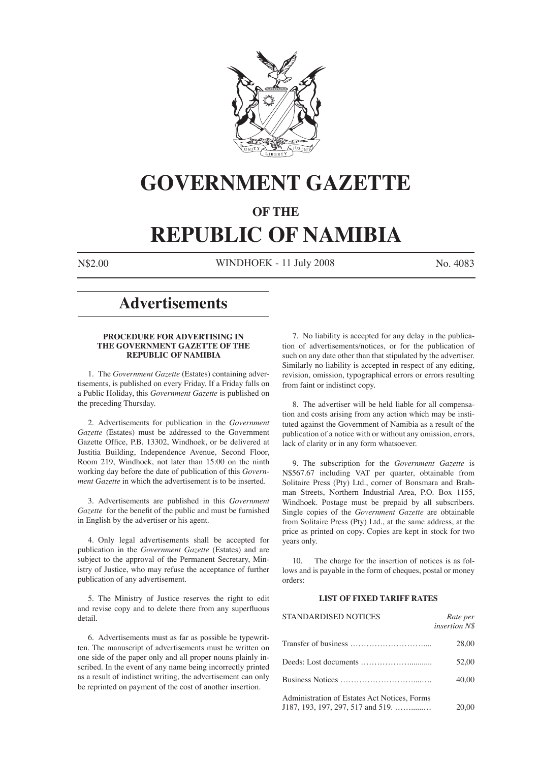# GOVERNMENT GAZETTE

## OF THE

# REPUBLIC OF NAMIBIA

N$2.00 WINDHOEK - 11 July 2008 No. 4083

# Advertisements

### PROCEDURE FOR ADVERTISING IN THE GOVERNMENT GAZETTE OF THE REPUBLIC OF NAMIBIA

1. The *Government Gazette* (Estates) containing advertisements, is published on every Friday. If a Friday falls on a Public Holiday, this *Government Gazette* is published on the preceding Thursday.

2. Advertisements for publication in the *Government Gazette* (Estates) must be addressed to the Government Gazette Office, P.B. 13302, Windhoek, or be delivered at Justitia Building, Independence Avenue, Second Floor, Room 219, Windhoek, not later than 15:00 on the ninth working day before the date of publication of this *Government Gazette* in which the advertisement is to be inserted.

3. Advertisements are published in this *Government Gazette* for the benefit of the public and must be furnished in English by the advertiser or his agent.

4. Only legal advertisements shall be accepted for publication in the *Government Gazette* (Estates) and are subject to the approval of the Permanent Secretary, Ministry of Justice, who may refuse the acceptance of further publication of any advertisement.

5. The Ministry of Justice reserves the right to edit and revise copy and to delete there from any superfluous detail.

6. Advertisements must as far as possible be typewritten. The manuscript of advertisements must be written on one side of the paper only and all proper nouns plainly inscribed. In the event of any name being incorrectly printed as a result of indistinct writing, the advertisement can only be reprinted on payment of the cost of another insertion.

7. No liability is accepted for any delay in the publication of advertisements/notices, or for the publication of such on any date other than that stipulated by the advertiser. Similarly no liability is accepted in respect of any editing, revision, omission, typographical errors or errors resulting from faint or indistinct copy.

8. The advertiser will be held liable for all compensation and costs arising from any action which may be instituted against the Government of Namibia as a result of the publication of a notice with or without any omission, errors, lack of clarity or in any form whatsoever.

9. The subscription for the *Government Gazette* is N$567.67 including VAT per quarter, obtainable from Solitaire Press (Pty) Ltd., corner of Bonsmara and Brahman Streets, Northern Industrial Area, P.O. Box 1155, Windhoek. Postage must be prepaid by all subscribers. Single copies of the *Government Gazette* are obtainable from Solitaire Press (Pty) Ltd., at the same address, at the price as printed on copy. Copies are kept in stock for two years only.

10. The charge for the insertion of notices is as follows and is payable in the form of cheques, postal or money orders:

### LIST OF FIXED TARIFF RATES

| STANDARDISED NOTICES | *Rate per insertion N$* |
|---|---|
| Transfer of business | 28,00 |
| Deeds: Lost documents | 52,00 |
| Business Notices | 40,00 |
| Administration of Estates Act Notices, Forms J187, 193, 197, 297, 517 and 519. | 20,00 |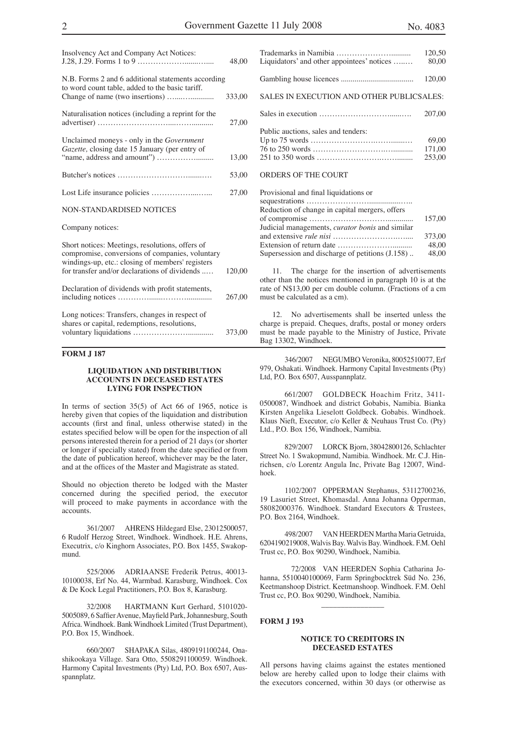| | |
|---|---|
| Insolvency Act and Company Act Notices: J.28, J.29. Forms 1 to 9 | 48,00 |
| N.B. Forms 2 and 6 additional statements according to word count table, added to the basic tariff. | |
| Change of name (two insertions) | 333,00 |
| Naturalisation notices (including a reprint for the advertiser) | 27,00 |
| Unclaimed moneys - only in the *Government Gazette,* closing date 15 January (per entry of "name, address and amount") | 13,00 |
| Butcher's notices | 53,00 |
| Lost Life insurance policies | 27,00 |

NON-STANDARDISED NOTICES

Company notices:

| | |
|---|---|
| Short notices: Meetings, resolutions, offers of compromise, conversions of companies, voluntary windings-up, etc.: closing of members' registers for transfer and/or declarations of dividends | 120,00 |
| Declaration of dividends with profit statements, including notices | 267,00 |
| Long notices: Transfers, changes in respect of shares or capital, redemptions, resolutions, voluntary liquidations | 373,00 |
| Trademarks in Namibia | 120,50 |
| Liquidators' and other appointees' notices | 80,00 |
| Gambling house licences | 120,00 |

SALES IN EXECUTION AND OTHER PUBLICSALES:

| | |
|---|---|
| Sales in execution | 207,00 |
| Public auctions, sales and tenders: | |
| Up to 75 words | 69,00 |
| 76 to 250 words | 171,00 |
| 251 to 350 words | 253,00 |

ORDERS OF THE COURT

| | |
|---|---|
| Provisional and final liquidations or sequestrations | |
| Reduction of change in capital mergers, offers of compromise | 157,00 |
| Judicial managements, *curator bonis* and similar and extensive *rule nisi* | 373,00 |
| Extension of return date | 48,00 |
| Supersession and discharge of petitions (J.158) | 48,00 |

11. The charge for the insertion of advertisements other than the notices mentioned in paragraph 10 is at the rate of N$13,00 per cm double column. (Fractions of a cm must be calculated as a cm).

12. No advertisements shall be inserted unless the charge is prepaid. Cheques, drafts, postal or money orders must be made payable to the Ministry of Justice, Private Bag 13302, Windhoek.

**FORM J 187**

**LIQUIDATION AND DISTRIBUTION ACCOUNTS IN DECEASED ESTATES LYING FOR INSPECTION**

In terms of section 35(5) of Act 66 of 1965, notice is hereby given that copies of the liquidation and distribution accounts (first and final, unless otherwise stated) in the estates specified below will be open for the inspection of all persons interested therein for a period of 21 days (or shorter or longer if specially stated) from the date specified or from the date of publication hereof, whichever may be the later, and at the offices of the Master and Magistrate as stated.

Should no objection thereto be lodged with the Master concerned during the specified period, the executor will proceed to make payments in accordance with the accounts.

361/2007 AHRENS Hildegard Else, 23012500057, 6 Rudolf Herzog Street, Windhoek. Windhoek. H.E. Ahrens, Executrix, c/o Kinghorn Associates, P.O. Box 1455, Swakopmund.

525/2006 ADRIAANSE Frederik Petrus, 40013-10100038, Erf No. 44, Warmbad. Karasburg, Windhoek. Cox & De Kock Legal Practitioners, P.O. Box 8, Karasburg.

32/2008 HARTMANN Kurt Gerhard, 5101020-5005089, 6 Saffier Avenue, Mayfield Park, Johannesburg, South Africa. Windhoek. Bank Windhoek Limited (Trust Department), P.O. Box 15, Windhoek.

660/2007 SHAPAKA Silas, 4809191100244, Onashikookaya Village. Sara Otto, 5508291100059. Windhoek. Harmony Capital Investments (Pty) Ltd, P.O. Box 6507, Ausspannplatz.

346/2007 NEGUMBO Veronika, 80052510077, Erf 979, Oshakati. Windhoek. Harmony Capital Investments (Pty) Ltd, P.O. Box 6507, Ausspannplatz.

661/2007 GOLDBECK Hoachim Fritz, 3411-0500087, Windhoek and district Gobabis, Namibia. Bianka Kirsten Angelika Lieselott Goldbeck. Gobabis. Windhoek. Klaus Nieft, Executor, c/o Keller & Neuhaus Trust Co. (Pty) Ltd., P.O. Box 156, Windhoek, Namibia.

829/2007 LORCK Bjorn, 38042800126, Schlachter Street No. 1 Swakopmund, Namibia. Windhoek. Mr. C.J. Hinrichsen, c/o Lorentz Angula Inc, Private Bag 12007, Windhoek.

1102/2007 OPPERMAN Stephanus, 53112700236, 19 Lasuriet Street, Khomasdal. Anna Johanna Opperman, 58082000376. Windhoek. Standard Executors & Trustees, P.O. Box 2164, Windhoek.

498/2007 VAN HEERDEN Martha Maria Getruida, 6204190219008, Walvis Bay. Walvis Bay. Windhoek. F.M. Oehl Trust cc, P.O. Box 90290, Windhoek, Namibia.

72/2008 VAN HEERDEN Sophia Catharina Johanna, 5510040100069, Farm Springbocktrek Süd No. 236, Keetmanshoop District. Keetmanshoop. Windhoek. F.M. Oehl Trust cc, P.O. Box 90290, Windhoek, Namibia.

---

**FORM J 193**

**NOTICE TO CREDITORS IN DECEASED ESTATES**

All persons having claims against the estates mentioned below are hereby called upon to lodge their claims with the executors concerned, within 30 days (or otherwise as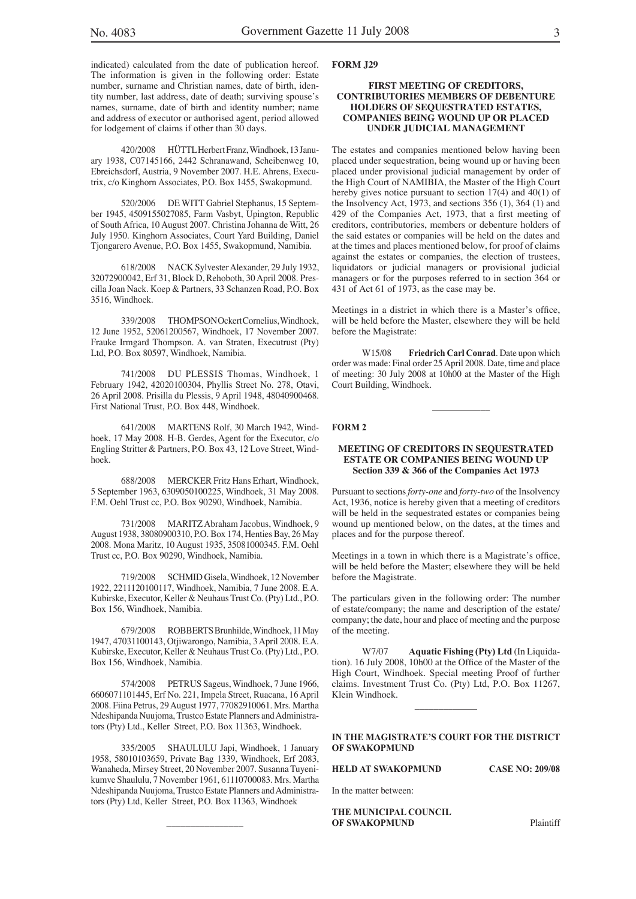indicated) calculated from the date of publication hereof. The information is given in the following order: Estate number, surname and Christian names, date of birth, identity number, last address, date of death; surviving spouse's names, surname, date of birth and identity number; name and address of executor or authorised agent, period allowed for lodgement of claims if other than 30 days.

420/2008 HÜTTL Herbert Franz, Windhoek, 13 January 1938, C07145166, 2442 Schranawand, Scheibenweg 10, Ebreichsdorf, Austria, 9 November 2007. H.E. Ahrens, Executrix, c/o Kinghorn Associates, P.O. Box 1455, Swakopmund.

520/2006 DE WITT Gabriel Stephanus, 15 September 1945, 4509155027085, Farm Vasbyt, Upington, Republic of South Africa, 10 August 2007. Christina Johanna de Witt, 26 July 1950. Kinghorn Associates, Court Yard Building, Daniel Tjongarero Avenue, P.O. Box 1455, Swakopmund, Namibia.

618/2008 NACK Sylvester Alexander, 29 July 1932, 32072900042, Erf 31, Block D, Rehoboth, 30 April 2008. Prescilla Joan Nack. Koep & Partners, 33 Schanzen Road, P.O. Box 3516, Windhoek.

339/2008 THOMPSON Ockert Cornelius, Windhoek, 12 June 1952, 52061200567, Windhoek, 17 November 2007. Frauke Irmgard Thompson. A. van Straten, Executrust (Pty) Ltd, P.O. Box 80597, Windhoek, Namibia.

741/2008 DU PLESSIS Thomas, Windhoek, 1 February 1942, 42020100304, Phyllis Street No. 278, Otavi, 26 April 2008. Prisilla du Plessis, 9 April 1948, 48040900468. First National Trust, P.O. Box 448, Windhoek.

641/2008 MARTENS Rolf, 30 March 1942, Windhoek, 17 May 2008. H-B. Gerdes, Agent for the Executor, c/o Engling Stritter & Partners, P.O. Box 43, 12 Love Street, Windhoek.

688/2008 MERCKER Fritz Hans Erhart, Windhoek, 5 September 1963, 6309050100225, Windhoek, 31 May 2008. F.M. Oehl Trust cc, P.O. Box 90290, Windhoek, Namibia.

731/2008 MARITZ Abraham Jacobus, Windhoek, 9 August 1938, 38080900310, P.O. Box 174, Henties Bay, 26 May 2008. Mona Maritz, 10 August 1935, 35081000345. F.M. Oehl Trust cc, P.O. Box 90290, Windhoek, Namibia.

719/2008 SCHMID Gisela, Windhoek, 12 November 1922, 2211120100117, Windhoek, Namibia, 7 June 2008. E.A. Kubirske, Executor, Keller & Neuhaus Trust Co. (Pty) Ltd., P.O. Box 156, Windhoek, Namibia.

679/2008 ROBBERTS Brunhilde, Windhoek, 11 May 1947, 47031100143, Otjiwarongo, Namibia, 3 April 2008. E.A. Kubirske, Executor, Keller & Neuhaus Trust Co. (Pty) Ltd., P.O. Box 156, Windhoek, Namibia.

574/2008 PETRUS Sageus, Windhoek, 7 June 1966, 6606071101445, Erf No. 221, Impela Street, Ruacana, 16 April 2008. Fiina Petrus, 29 August 1977, 77082910061. Mrs. Martha Ndeshipanda Nuujoma, Trustco Estate Planners and Administrators (Pty) Ltd., Keller Street, P.O. Box 11363, Windhoek.

335/2005 SHAULULU Japi, Windhoek, 1 January 1958, 58010103659, Private Bag 1339, Windhoek, Erf 2083, Wanaheda, Mirsey Street, 20 November 2007. Susanna Tuyenikumve Shaululu, 7 November 1961, 61110700083. Mrs. Martha Ndeshipanda Nuujoma, Trustco Estate Planners and Administrators (Pty) Ltd, Keller Street, P.O. Box 11363, Windhoek

---

**FORM J29**

**FIRST MEETING OF CREDITORS, CONTRIBUTORIES MEMBERS OF DEBENTURE HOLDERS OF SEQUESTRATED ESTATES, COMPANIES BEING WOUND UP OR PLACED UNDER JUDICIAL MANAGEMENT**

The estates and companies mentioned below having been placed under sequestration, being wound up or having been placed under provisional judicial management by order of the High Court of NAMIBIA, the Master of the High Court hereby gives notice pursuant to section 17(4) and 40(1) of the Insolvency Act, 1973, and sections 356 (1), 364 (1) and 429 of the Companies Act, 1973, that a first meeting of creditors, contributories, members or debenture holders of the said estates or companies will be held on the dates and at the times and places mentioned below, for proof of claims against the estates or companies, the election of trustees, liquidators or judicial managers or provisional judicial managers or for the purposes referred to in section 364 or 431 of Act 61 of 1973, as the case may be.

Meetings in a district in which there is a Master's office, will be held before the Master, elsewhere they will be held before the Magistrate:

W15/08 **Friedrich Carl Conrad**. Date upon which order was made: Final order 25 April 2008. Date, time and place of meeting: 30 July 2008 at 10h00 at the Master of the High Court Building, Windhoek.

---

**FORM 2**

**MEETING OF CREDITORS IN SEQUESTRATED ESTATE OR COMPANIES BEING WOUND UP Section 339 & 366 of the Companies Act 1973**

Pursuant to sections *forty-one* and *forty-two* of the Insolvency Act, 1936, notice is hereby given that a meeting of creditors will be held in the sequestrated estates or companies being wound up mentioned below, on the dates, at the times and places and for the purpose thereof.

Meetings in a town in which there is a Magistrate's office, will be held before the Master; elsewhere they will be held before the Magistrate.

The particulars given in the following order: The number of estate/company; the name and description of the estate/company; the date, hour and place of meeting and the purpose of the meeting.

W7/07 **Aquatic Fishing (Pty) Ltd** (In Liquidation). 16 July 2008, 10h00 at the Office of the Master of the High Court, Windhoek. Special meeting Proof of further claims. Investment Trust Co. (Pty) Ltd, P.O. Box 11267, Klein Windhoek.

---

**IN THE MAGISTRATE'S COURT FOR THE DISTRICT OF SWAKOPMUND**

**HELD AT SWAKOPMUND** **CASE NO: 209/08**

In the matter between:

**THE MUNICIPAL COUNCIL OF SWAKOPMUND** Plaintiff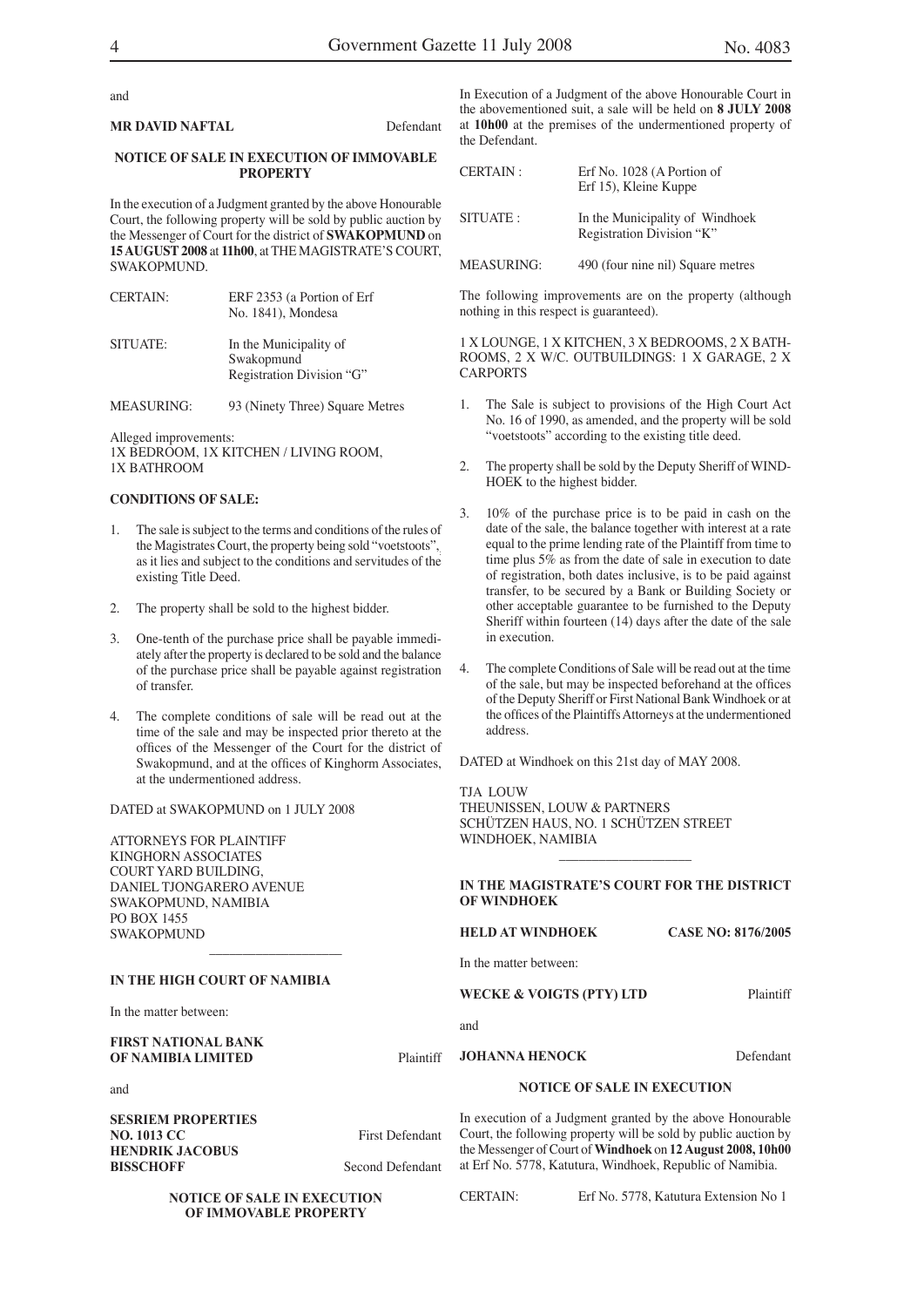and

**MR DAVID NAFTAL** Defendant

**NOTICE OF SALE IN EXECUTION OF IMMOVABLE PROPERTY**

In the execution of a Judgment granted by the above Honourable Court, the following property will be sold by public auction by the Messenger of Court for the district of **SWAKOPMUND** on **15 AUGUST 2008** at **11h00**, at THE MAGISTRATE'S COURT, SWAKOPMUND.

| | |
|---|---|
| CERTAIN: | ERF 2353 (a Portion of Erf No. 1841), Mondesa |
| SITUATE: | In the Municipality of Swakopmund Registration Division "G" |
| MEASURING: | 93 (Ninety Three) Square Metres |

Alleged improvements:
1X BEDROOM, 1X KITCHEN / LIVING ROOM, 1X BATHROOM

**CONDITIONS OF SALE:**

1. The sale is subject to the terms and conditions of the rules of the Magistrates Court, the property being sold "voetstoots", as it lies and subject to the conditions and servitudes of the existing Title Deed.
2. The property shall be sold to the highest bidder.
3. One-tenth of the purchase price shall be payable immediately after the property is declared to be sold and the balance of the purchase price shall be payable against registration of transfer.
4. The complete conditions of sale will be read out at the time of the sale and may be inspected prior thereto at the offices of the Messenger of the Court for the district of Swakopmund, and at the offices of Kinghorm Associates, at the undermentioned address.

DATED at SWAKOPMUND on 1 JULY 2008

ATTORNEYS FOR PLAINTIFF
KINGHORN ASSOCIATES
COURT YARD BUILDING,
DANIEL TJONGARERO AVENUE
SWAKOPMUND, NAMIBIA
PO BOX 1455
SWAKOPMUND

---

**IN THE HIGH COURT OF NAMIBIA**

In the matter between:

**FIRST NATIONAL BANK OF NAMIBIA LIMITED** Plaintiff

and

**SESRIEM PROPERTIES NO. 1013 CC** First Defendant
**HENDRIK JACOBUS BISSCHOFF** Second Defendant

**NOTICE OF SALE IN EXECUTION OF IMMOVABLE PROPERTY**

In Execution of a Judgment of the above Honourable Court in the abovementioned suit, a sale will be held on **8 JULY 2008** at **10h00** at the premises of the undermentioned property of the Defendant.

| | |
|---|---|
| CERTAIN : | Erf No. 1028 (A Portion of Erf 15), Kleine Kuppe |
| SITUATE : | In the Municipality of Windhoek Registration Division "K" |
| MEASURING: | 490 (four nine nil) Square metres |

The following improvements are on the property (although nothing in this respect is guaranteed).

1 X LOUNGE, 1 X KITCHEN, 3 X BEDROOMS, 2 X BATHROOMS, 2 X W/C. OUTBUILDINGS: 1 X GARAGE, 2 X CARPORTS

1. The Sale is subject to provisions of the High Court Act No. 16 of 1990, as amended, and the property will be sold "voetstoots" according to the existing title deed.
2. The property shall be sold by the Deputy Sheriff of WINDHOEK to the highest bidder.
3. 10% of the purchase price is to be paid in cash on the date of the sale, the balance together with interest at a rate equal to the prime lending rate of the Plaintiff from time to time plus 5% as from the date of sale in execution to date of registration, both dates inclusive, is to be paid against transfer, to be secured by a Bank or Building Society or other acceptable guarantee to be furnished to the Deputy Sheriff within fourteen (14) days after the date of the sale in execution.
4. The complete Conditions of Sale will be read out at the time of the sale, but may be inspected beforehand at the offices of the Deputy Sheriff or First National Bank Windhoek or at the offices of the Plaintiffs Attorneys at the undermentioned address.

DATED at Windhoek on this 21st day of MAY 2008.

TJA LOUW
THEUNISSEN, LOUW & PARTNERS
SCHÜTZEN HAUS, NO. 1 SCHÜTZEN STREET
WINDHOEK, NAMIBIA

---

**IN THE MAGISTRATE'S COURT FOR THE DISTRICT OF WINDHOEK**

**HELD AT WINDHOEK** **CASE NO: 8176/2005**

In the matter between:

**WECKE & VOIGTS (PTY) LTD** Plaintiff

and

**JOHANNA HENOCK** Defendant

**NOTICE OF SALE IN EXECUTION**

In execution of a Judgment granted by the above Honourable Court, the following property will be sold by public auction by the Messenger of Court of **Windhoek** on **12 August 2008, 10h00** at Erf No. 5778, Katutura, Windhoek, Republic of Namibia.

| | |
|---|---|
| CERTAIN: | Erf No. 5778, Katutura Extension No 1 |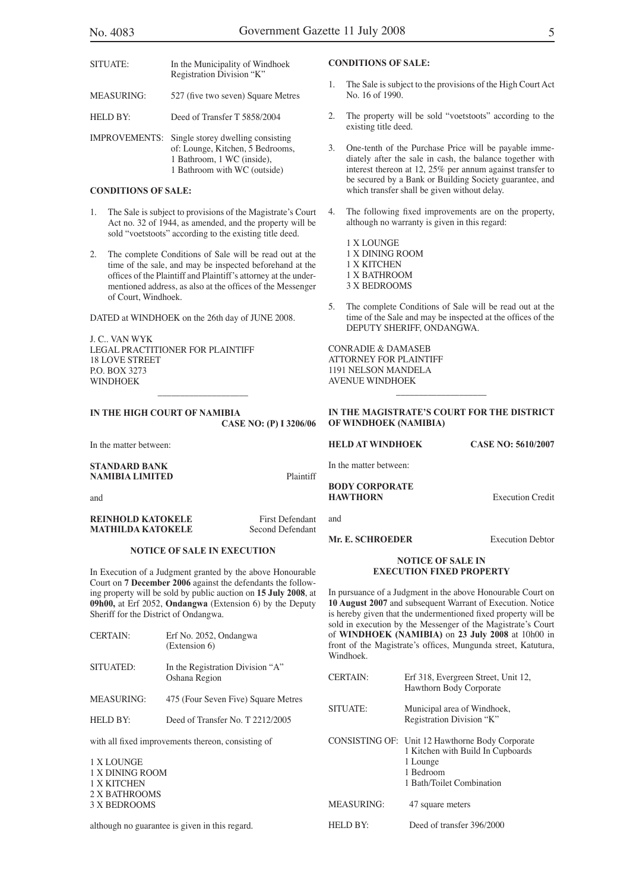| | |
|---|---|
| SITUATE: | In the Municipality of Windhoek Registration Division "K" |
| MEASURING: | 527 (five two seven) Square Metres |
| HELD BY: | Deed of Transfer T 5858/2004 |
| IMPROVEMENTS: | Single storey dwelling consisting of: Lounge, Kitchen, 5 Bedrooms, 1 Bathroom, 1 WC (inside), 1 Bathroom with WC (outside) |

**CONDITIONS OF SALE:**

1. The Sale is subject to provisions of the Magistrate's Court Act no. 32 of 1944, as amended, and the property will be sold "voetstoots" according to the existing title deed.

2. The complete Conditions of Sale will be read out at the time of the sale, and may be inspected beforehand at the offices of the Plaintiff and Plaintiff's attorney at the undermentioned address, as also at the offices of the Messenger of Court, Windhoek.

DATED at WINDHOEK on the 26th day of JUNE 2008.

J. C.. VAN WYK
LEGAL PRACTITIONER FOR PLAINTIFF
18 LOVE STREET
P.O. BOX 3273
WINDHOEK

---

**IN THE HIGH COURT OF NAMIBIA**
**CASE NO: (P) I 3206/06**

In the matter between:

**STANDARD BANK NAMIBIA LIMITED** Plaintiff

and

**REINHOLD KATOKELE** First Defendant
**MATHILDA KATOKELE** Second Defendant

**NOTICE OF SALE IN EXECUTION**

In Execution of a Judgment granted by the above Honourable Court on **7 December 2006** against the defendants the following property will be sold by public auction on **15 July 2008**, at **09h00,** at Erf 2052, **Ondangwa** (Extension 6) by the Deputy Sheriff for the District of Ondangwa.

| | |
|---|---|
| CERTAIN: | Erf No. 2052, Ondangwa (Extension 6) |
| SITUATED: | In the Registration Division "A" Oshana Region |
| MEASURING: | 475 (Four Seven Five) Square Metres |
| HELD BY: | Deed of Transfer No. T 2212/2005 |

with all fixed improvements thereon, consisting of

1 X LOUNGE
1 X DINING ROOM
1 X KITCHEN
2 X BATHROOMS
3 X BEDROOMS

although no guarantee is given in this regard.

**CONDITIONS OF SALE:**

1. The Sale is subject to the provisions of the High Court Act No. 16 of 1990.

2. The property will be sold "voetstoots" according to the existing title deed.

3. One-tenth of the Purchase Price will be payable immediately after the sale in cash, the balance together with interest thereon at 12, 25% per annum against transfer to be secured by a Bank or Building Society guarantee, and which transfer shall be given without delay.

4. The following fixed improvements are on the property, although no warranty is given in this regard:

   1 X LOUNGE
   1 X DINING ROOM
   1 X KITCHEN
   1 X BATHROOM
   3 X BEDROOMS

5. The complete Conditions of Sale will be read out at the time of the Sale and may be inspected at the offices of the DEPUTY SHERIFF, ONDANGWA.

CONRADIE & DAMASEB
ATTORNEY FOR PLAINTIFF
1191 NELSON MANDELA
AVENUE WINDHOEK

---

**IN THE MAGISTRATE'S COURT FOR THE DISTRICT OF WINDHOEK (NAMIBIA)**

**HELD AT WINDHOEK** **CASE NO: 5610/2007**

In the matter between:

**BODY CORPORATE HAWTHORN** Execution Credit

and

**Mr. E. SCHROEDER** Execution Debtor

**NOTICE OF SALE IN EXECUTION FIXED PROPERTY**

In pursuance of a Judgment in the above Honourable Court on **10 August 2007** and subsequent Warrant of Execution. Notice is hereby given that the undermentioned fixed property will be sold in execution by the Messenger of the Magistrate's Court of **WINDHOEK (NAMIBIA)** on **23 July 2008** at 10h00 in front of the Magistrate's offices, Mungunda street, Katutura, Windhoek.

| | |
|---|---|
| CERTAIN: | Erf 318, Evergreen Street, Unit 12, Hawthorn Body Corporate |
| SITUATE: | Municipal area of Windhoek, Registration Division "K" |
| CONSISTING OF: | Unit 12 Hawthorne Body Corporate<br>1 Kitchen with Build In Cupboards<br>1 Lounge<br>1 Bedroom<br>1 Bath/Toilet Combination |
| MEASURING: | 47 square meters |
| HELD BY: | Deed of transfer 396/2000 |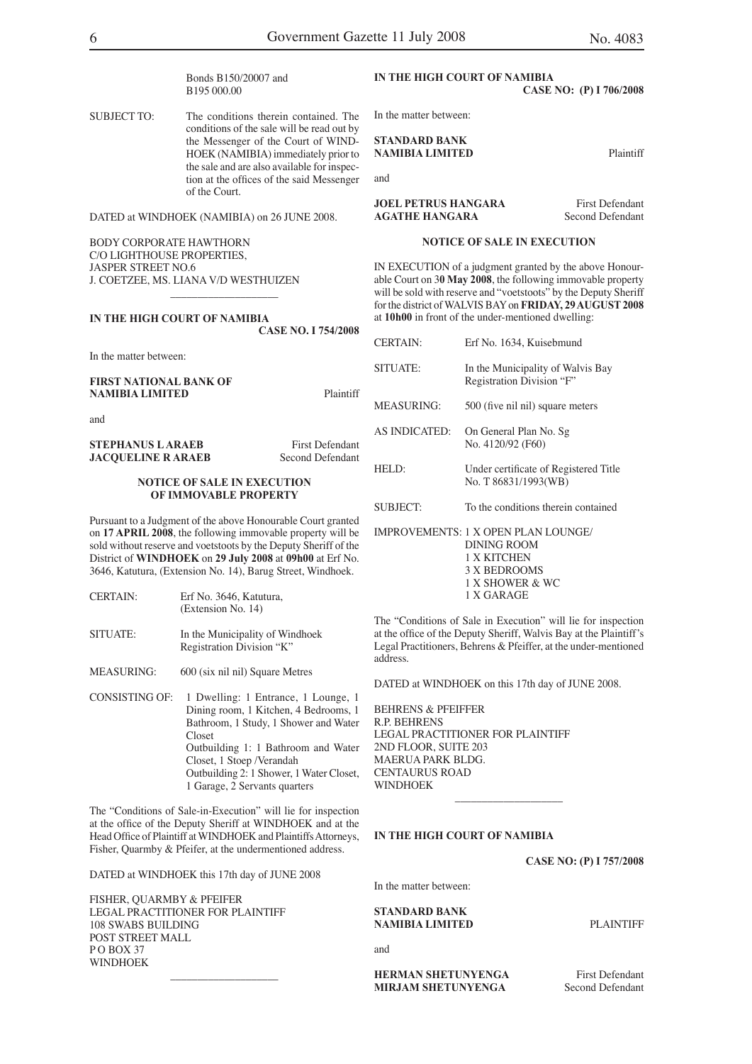Bonds B150/20007 and B195 000.00

| | |
|---|---|
| SUBJECT TO: | The conditions therein contained. The conditions of the sale will be read out by the Messenger of the Court of WINDHOEK (NAMIBIA) immediately prior to the sale and are also available for inspection at the offices of the said Messenger of the Court. |

DATED at WINDHOEK (NAMIBIA) on 26 JUNE 2008.

BODY CORPORATE HAWTHORN
C/O LIGHTHOUSE PROPERTIES,
JASPER STREET NO.6
J. COETZEE, MS. LIANA V/D WESTHUIZEN

---

**IN THE HIGH COURT OF NAMIBIA**

**CASE NO. I 754/2008**

In the matter between:

**FIRST NATIONAL BANK OF NAMIBIA LIMITED** Plaintiff

and

**STEPHANUS L ARAEB** First Defendant
**JACQUELINE R ARAEB** Second Defendant

**NOTICE OF SALE IN EXECUTION OF IMMOVABLE PROPERTY**

Pursuant to a Judgment of the above Honourable Court granted on **17 APRIL 2008**, the following immovable property will be sold without reserve and voetstoots by the Deputy Sheriff of the District of **WINDHOEK** on **29 July 2008** at **09h00** at Erf No. 3646, Katutura, (Extension No. 14), Barug Street, Windhoek.

| | |
|---|---|
| CERTAIN: | Erf No. 3646, Katutura, (Extension No. 14) |
| SITUATE: | In the Municipality of Windhoek Registration Division "K" |
| MEASURING: | 600 (six nil nil) Square Metres |
| CONSISTING OF: | 1 Dwelling: 1 Entrance, 1 Lounge, 1 Dining room, 1 Kitchen, 4 Bedrooms, 1 Bathroom, 1 Study, 1 Shower and Water Closet<br>Outbuilding 1: 1 Bathroom and Water Closet, 1 Stoep /Verandah<br>Outbuilding 2: 1 Shower, 1 Water Closet, 1 Garage, 2 Servants quarters |

The "Conditions of Sale-in-Execution" will lie for inspection at the office of the Deputy Sheriff at WINDHOEK and at the Head Office of Plaintiff at WINDHOEK and Plaintiffs Attorneys, Fisher, Quarmby & Pfeifer, at the undermentioned address.

DATED at WINDHOEK this 17th day of JUNE 2008

FISHER, QUARMBY & PFEIFER
LEGAL PRACTITIONER FOR PLAINTIFF
108 SWABS BUILDING
POST STREET MALL
P O BOX 37
WINDHOEK

---

**IN THE HIGH COURT OF NAMIBIA**

**CASE NO: (P) I 706/2008**

In the matter between:

**STANDARD BANK NAMIBIA LIMITED** Plaintiff

and

**JOEL PETRUS HANGARA** First Defendant
**AGATHE HANGARA** Second Defendant

**NOTICE OF SALE IN EXECUTION**

IN EXECUTION of a judgment granted by the above Honourable Court on 3**0 May 2008**, the following immovable property will be sold with reserve and "voetstoots" by the Deputy Sheriff for the district of WALVIS BAY on **FRIDAY, 29 AUGUST 2008** at **10h00** in front of the under-mentioned dwelling:

| | |
|---|---|
| CERTAIN: | Erf No. 1634, Kuisebmund |
| SITUATE: | In the Municipality of Walvis Bay Registration Division "F" |
| MEASURING: | 500 (five nil nil) square meters |
| AS INDICATED: | On General Plan No. Sg No. 4120/92 (F60) |
| HELD: | Under certificate of Registered Title No. T 86831/1993(WB) |
| SUBJECT: | To the conditions therein contained |
| IMPROVEMENTS: | 1 X OPEN PLAN LOUNGE/ DINING ROOM<br>1 X KITCHEN<br>3 X BEDROOMS<br>1 X SHOWER & WC<br>1 X GARAGE |

The "Conditions of Sale in Execution" will lie for inspection at the office of the Deputy Sheriff, Walvis Bay at the Plaintiff's Legal Practitioners, Behrens & Pfeiffer, at the under-mentioned address.

DATED at WINDHOEK on this 17th day of JUNE 2008.

BEHRENS & PFEIFFER
R.P. BEHRENS
LEGAL PRACTITIONER FOR PLAINTIFF
2ND FLOOR, SUITE 203
MAERUA PARK BLDG.
CENTAURUS ROAD
WINDHOEK

---

**IN THE HIGH COURT OF NAMIBIA**

**CASE NO: (P) I 757/2008**

In the matter between:

**STANDARD BANK NAMIBIA LIMITED** PLAINTIFF

and

**HERMAN SHETUNYENGA** First Defendant
**MIRJAM SHETUNYENGA** Second Defendant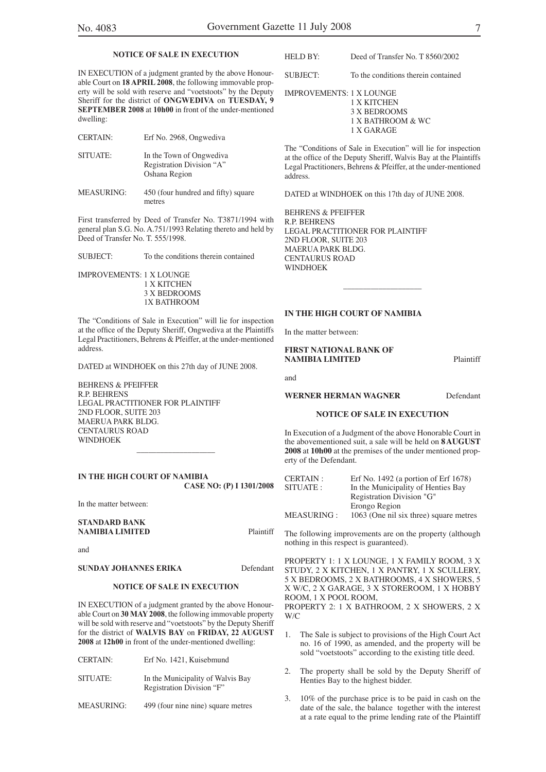### NOTICE OF SALE IN EXECUTION

IN EXECUTION of a judgment granted by the above Honourable Court on **18 APRIL 2008**, the following immovable property will be sold with reserve and "voetstoots" by the Deputy Sheriff for the district of **ONGWEDIVA** on **TUESDAY, 9 SEPTEMBER 2008** at **10h00** in front of the under-mentioned dwelling:

| | |
|---|---|
| CERTAIN: | Erf No. 2968, Ongwediva |
| SITUATE: | In the Town of Ongwediva<br>Registration Division "A"<br>Oshana Region |
| MEASURING: | 450 (four hundred and fifty) square metres |

First transferred by Deed of Transfer No. T3871/1994 with general plan S.G. No. A.751/1993 Relating thereto and held by Deed of Transfer No. T. 555/1998.

SUBJECT: To the conditions therein contained

IMPROVEMENTS: 1 X LOUNGE
1 X KITCHEN
3 X BEDROOMS
1X BATHROOM

The "Conditions of Sale in Execution" will lie for inspection at the office of the Deputy Sheriff, Ongwediva at the Plaintiffs Legal Practitioners, Behrens & Pfeiffer, at the under-mentioned address.

DATED at WINDHOEK on this 27th day of JUNE 2008.

BEHRENS & PFEIFFER
R.P. BEHRENS
LEGAL PRACTITIONER FOR PLAINTIFF
2ND FLOOR, SUITE 203
MAERUA PARK BLDG.
CENTAURUS ROAD
WINDHOEK

---

**IN THE HIGH COURT OF NAMIBIA**

**CASE NO: (P) I 1301/2008**

In the matter between:

**STANDARD BANK NAMIBIA LIMITED** Plaintiff

and

**SUNDAY JOHANNES ERIKA** Defendant

### NOTICE OF SALE IN EXECUTION

IN EXECUTION of a judgment granted by the above Honourable Court on **30 MAY 2008**, the following immovable property will be sold with reserve and "voetstoots" by the Deputy Sheriff for the district of **WALVIS BAY** on **FRIDAY, 22 AUGUST 2008** at **12h00** in front of the under-mentioned dwelling:

| | |
|---|---|
| CERTAIN: | Erf No. 1421, Kuisebmund |
| SITUATE: | In the Municipality of Walvis Bay<br>Registration Division "F" |
| MEASURING: | 499 (four nine nine) square metres |
| HELD BY: | Deed of Transfer No. T 8560/2002 |
| SUBJECT: | To the conditions therein contained |

IMPROVEMENTS: 1 X LOUNGE
1 X KITCHEN
3 X BEDROOMS
1 X BATHROOM & WC
1 X GARAGE

The "Conditions of Sale in Execution" will lie for inspection at the office of the Deputy Sheriff, Walvis Bay at the Plaintiffs Legal Practitioners, Behrens & Pfeiffer, at the under-mentioned address.

DATED at WINDHOEK on this 17th day of JUNE 2008.

BEHRENS & PFEIFFER
R.P. BEHRENS
LEGAL PRACTITIONER FOR PLAINTIFF
2ND FLOOR, SUITE 203
MAERUA PARK BLDG.
CENTAURUS ROAD
WINDHOEK

---

**IN THE HIGH COURT OF NAMIBIA**

In the matter between:

**FIRST NATIONAL BANK OF NAMIBIA LIMITED** Plaintiff

and

**WERNER HERMAN WAGNER** Defendant

### NOTICE OF SALE IN EXECUTION

In Execution of a Judgment of the above Honorable Court in the abovementioned suit, a sale will be held on **8 AUGUST 2008** at **10h00** at the premises of the under mentioned property of the Defendant.

| | |
|---|---|
| CERTAIN : | Erf No. 1492 (a portion of Erf 1678) |
| SITUATE : | In the Municipality of Henties Bay<br>Registration Division "G"<br>Erongo Region |
| MEASURING : | 1063 (One nil six three) square metres |

The following improvements are on the property (although nothing in this respect is guaranteed).

PROPERTY 1: 1 X LOUNGE, 1 X FAMILY ROOM, 3 X STUDY, 2 X KITCHEN, 1 X PANTRY, 1 X SCULLERY, 5 X BEDROOMS, 2 X BATHROOMS, 4 X SHOWERS, 5 X W/C, 2 X GARAGE, 3 X STOREROOM, 1 X HOBBY ROOM, 1 X POOL ROOM,
PROPERTY 2: 1 X BATHROOM, 2 X SHOWERS, 2 X W/C

1. The Sale is subject to provisions of the High Court Act no. 16 of 1990, as amended, and the property will be sold "voetstoots" according to the existing title deed.
2. The property shall be sold by the Deputy Sheriff of Henties Bay to the highest bidder.
3. 10% of the purchase price is to be paid in cash on the date of the sale, the balance together with the interest at a rate equal to the prime lending rate of the Plaintiff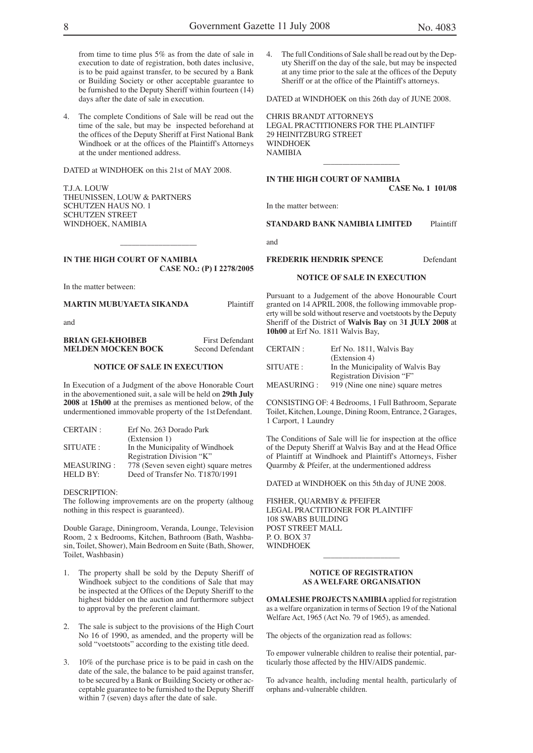from time to time plus 5% as from the date of sale in execution to date of registration, both dates inclusive, is to be paid against transfer, to be secured by a Bank or Building Society or other acceptable guarantee to be furnished to the Deputy Sheriff within fourteen (14) days after the date of sale in execution.

4. The complete Conditions of Sale will be read out the time of the sale, but may be inspected beforehand at the offices of the Deputy Sheriff at First National Bank Windhoek or at the offices of the Plaintiff's Attorneys at the under mentioned address.

DATED at WINDHOEK on this 21st of MAY 2008.

T.J.A. LOUW
THEUNISSEN, LOUW & PARTNERS
SCHUTZEN HAUS NO. 1
SCHUTZEN STREET
WINDHOEK, NAMIBIA

---

**IN THE HIGH COURT OF NAMIBIA**
**CASE NO.: (P) I 2278/2005**

In the matter between:

**MARTIN MUBUYAETA SIKANDA** Plaintiff

and

**BRIAN GEI-KHOIBEB** First Defendant
**MELDEN MOCKEN BOCK** Second Defendant

**NOTICE OF SALE IN EXECUTION**

In Execution of a Judgment of the above Honorable Court in the abovementioned suit, a sale will be held on **29th July 2008** at **15h00** at the premises as mentioned below, of the undermentioned immovable property of the 1st Defendant.

| | |
|---|---|
| CERTAIN : | Erf No. 263 Dorado Park (Extension 1) |
| SITUATE : | In the Municipality of Windhoek Registration Division "K" |
| MEASURING : | 778 (Seven seven eight) square metres |
| HELD BY: | Deed of Transfer No. T1870/1991 |

DESCRIPTION:
The following improvements are on the property (althoug nothing in this respect is guaranteed).

Double Garage, Diningroom, Veranda, Lounge, Television Room, 2 x Bedrooms, Kitchen, Bathroom (Bath, Washbasin, Toilet, Shower), Main Bedroom en Suite (Bath, Shower, Toilet, Washbasin)

1. The property shall be sold by the Deputy Sheriff of Windhoek subject to the conditions of Sale that may be inspected at the Offices of the Deputy Sheriff to the highest bidder on the auction and furthermore subject to approval by the preferent claimant.

2. The sale is subject to the provisions of the High Court No 16 of 1990, as amended, and the property will be sold "voetstoots" according to the existing title deed.

3. 10% of the purchase price is to be paid in cash on the date of the sale, the balance to be paid against transfer, to be secured by a Bank or Building Society or other acceptable guarantee to be furnished to the Deputy Sheriff within 7 (seven) days after the date of sale.

4. The full Conditions of Sale shall be read out by the Deputy Sheriff on the day of the sale, but may be inspected at any time prior to the sale at the offices of the Deputy Sheriff or at the office of the Plaintiff's attorneys.

DATED at WINDHOEK on this 26th day of JUNE 2008.

CHRIS BRANDT ATTORNEYS
LEGAL PRACTITIONERS FOR THE PLAINTIFF
29 HEINITZBURG STREET
WINDHOEK
NAMIBIA

---

**IN THE HIGH COURT OF NAMIBIA**
**CASE No. 1 101/08**

In the matter between:

**STANDARD BANK NAMIBIA LIMITED** Plaintiff

and

**FREDERIK HENDRIK SPENCE** Defendant

**NOTICE OF SALE IN EXECUTION**

Pursuant to a Judgement of the above Honourable Court granted on 14 APRIL 2008, the following immovable property will be sold without reserve and voetstoots by the Deputy Sheriff of the District of **Walvis Bay** on 3**1 JULY 2008** at **10h00** at Erf No. 1811 Walvis Bay,

| | |
|---|---|
| CERTAIN : | Erf No. 1811, Walvis Bay (Extension 4) |
| SITUATE : | In the Municipality of Walvis Bay Registration Division "F" |
| MEASURING : | 919 (Nine one nine) square metres |

CONSISTING OF: 4 Bedrooms, 1 Full Bathroom, Separate Toilet, Kitchen, Lounge, Dining Room, Entrance, 2 Garages, 1 Carport, 1 Laundry

The Conditions of Sale will lie for inspection at the office of the Deputy Sheriff at Walvis Bay and at the Head Office of Plaintiff at Windhoek and Plaintiff's Attorneys, Fisher Quarmby & Pfeifer, at the undermentioned address

DATED at WINDHOEK on this 5th day of JUNE 2008.

FISHER, QUARMBY & PFEIFER
LEGAL PRACTITIONER FOR PLAINTIFF
108 SWABS BUILDING
POST STREET MALL
P. O. BOX 37
WINDHOEK

---

**NOTICE OF REGISTRATION AS A WELFARE ORGANISATION**

**OMALESHE PROJECTS NAMIBIA** applied for registration as a welfare organization in terms of Section 19 of the National Welfare Act, 1965 (Act No. 79 of 1965), as amended.

The objects of the organization read as follows:

To empower vulnerable children to realise their potential, particularly those affected by the HIV/AIDS pandemic.

To advance health, including mental health, particularly of orphans and-vulnerable children.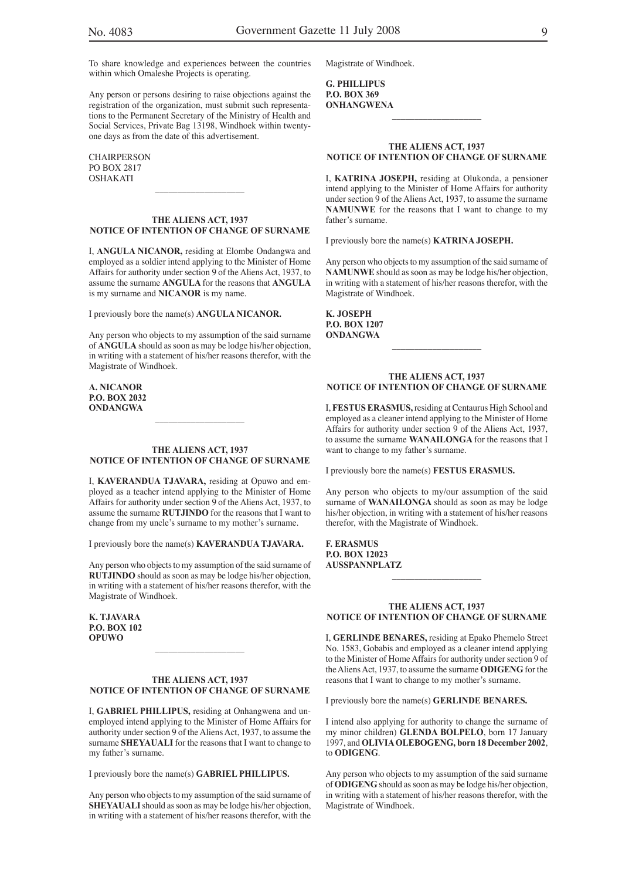To share knowledge and experiences between the countries within which Omaleshe Projects is operating.

Any person or persons desiring to raise objections against the registration of the organization, must submit such representations to the Permanent Secretary of the Ministry of Health and Social Services, Private Bag 13198, Windhoek within twenty-one days as from the date of this advertisement.

CHAIRPERSON
PO BOX 2817
OSHAKATI

---

**THE ALIENS ACT, 1937**
**NOTICE OF INTENTION OF CHANGE OF SURNAME**

I, **ANGULA NICANOR,** residing at Elombe Ondangwa and employed as a soldier intend applying to the Minister of Home Affairs for authority under section 9 of the Aliens Act, 1937, to assume the surname **ANGULA** for the reasons that **ANGULA** is my surname and **NICANOR** is my name.

I previously bore the name(s) **ANGULA NICANOR.**

Any person who objects to my assumption of the said surname of **ANGULA** should as soon as may be lodge his/her objection, in writing with a statement of his/her reasons therefor, with the Magistrate of Windhoek.

**A. NICANOR**
**P.O. BOX 2032**
**ONDANGWA**

---

**THE ALIENS ACT, 1937**
**NOTICE OF INTENTION OF CHANGE OF SURNAME**

I, **KAVERANDUA TJAVARA,** residing at Opuwo and employed as a teacher intend applying to the Minister of Home Affairs for authority under section 9 of the Aliens Act, 1937, to assume the surname **RUTJINDO** for the reasons that I want to change from my uncle's surname to my mother's surname.

I previously bore the name(s) **KAVERANDUA TJAVARA.**

Any person who objects to my assumption of the said surname of **RUTJINDO** should as soon as may be lodge his/her objection, in writing with a statement of his/her reasons therefor, with the Magistrate of Windhoek.

**K. TJAVARA**
**P.O. BOX 102**
**OPUWO**

---

**THE ALIENS ACT, 1937**
**NOTICE OF INTENTION OF CHANGE OF SURNAME**

I, **GABRIEL PHILLIPUS,** residing at Onhangwena and unemployed intend applying to the Minister of Home Affairs for authority under section 9 of the Aliens Act, 1937, to assume the surname **SHEYAUALI** for the reasons that I want to change to my father's surname.

I previously bore the name(s) **GABRIEL PHILLIPUS.**

Any person who objects to my assumption of the said surname of **SHEYAUALI** should as soon as may be lodge his/her objection, in writing with a statement of his/her reasons therefor, with the Magistrate of Windhoek.

**G. PHILLIPUS**
**P.O. BOX 369**
**ONHANGWENA**

---

**THE ALIENS ACT, 1937**
**NOTICE OF INTENTION OF CHANGE OF SURNAME**

I, **KATRINA JOSEPH,** residing at Olukonda, a pensioner intend applying to the Minister of Home Affairs for authority under section 9 of the Aliens Act, 1937, to assume the surname **NAMUNWE** for the reasons that I want to change to my father's surname.

I previously bore the name(s) **KATRINA JOSEPH.**

Any person who objects to my assumption of the said surname of **NAMUNWE** should as soon as may be lodge his/her objection, in writing with a statement of his/her reasons therefor, with the Magistrate of Windhoek.

**K. JOSEPH**
**P.O. BOX 1207**
**ONDANGWA**

---

**THE ALIENS ACT, 1937**
**NOTICE OF INTENTION OF CHANGE OF SURNAME**

I, **FESTUS ERASMUS,** residing at Centaurus High School and employed as a cleaner intend applying to the Minister of Home Affairs for authority under section 9 of the Aliens Act, 1937, to assume the surname **WANAILONGA** for the reasons that I want to change to my father's surname.

I previously bore the name(s) **FESTUS ERASMUS.**

Any person who objects to my/our assumption of the said surname of **WANAILONGA** should as soon as may be lodge his/her objection, in writing with a statement of his/her reasons therefor, with the Magistrate of Windhoek.

**F. ERASMUS**
**P.O. BOX 12023**
**AUSSPANNPLATZ**

---

**THE ALIENS ACT, 1937**
**NOTICE OF INTENTION OF CHANGE OF SURNAME**

I, **GERLINDE BENARES,** residing at Epako Phemelo Street No. 1583, Gobabis and employed as a cleaner intend applying to the Minister of Home Affairs for authority under section 9 of the Aliens Act, 1937, to assume the surname **ODIGENG** for the reasons that I want to change to my mother's surname.

I previously bore the name(s) **GERLINDE BENARES.**

I intend also applying for authority to change the surname of my minor children) **GLENDA BOLPELO**, born 17 January 1997, and **OLIVIA OLEBOGENG, born 18 December 2002**, to **ODIGENG**.

Any person who objects to my assumption of the said surname of **ODIGENG** should as soon as may be lodge his/her objection, in writing with a statement of his/her reasons therefor, with the Magistrate of Windhoek.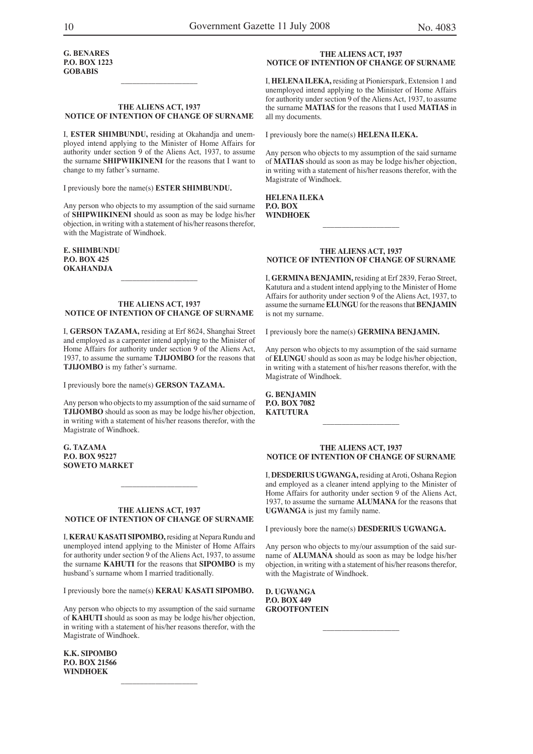**G. BENARES**
**P.O. BOX 1223**
**GOBABIS**

---

### THE ALIENS ACT, 1937
### NOTICE OF INTENTION OF CHANGE OF SURNAME

I, **ESTER SHIMBUNDU,** residing at Okahandja and unemployed intend applying to the Minister of Home Affairs for authority under section 9 of the Aliens Act, 1937, to assume the surname **SHIPWIIKINENI** for the reasons that I want to change to my father's surname.

I previously bore the name(s) **ESTER SHIMBUNDU.**

Any person who objects to my assumption of the said surname of **SHIPWIIKINENI** should as soon as may be lodge his/her objection, in writing with a statement of his/her reasons therefor, with the Magistrate of Windhoek.

**E. SHIMBUNDU**
**P.O. BOX 425**
**OKAHANDJA**

---

### THE ALIENS ACT, 1937
### NOTICE OF INTENTION OF CHANGE OF SURNAME

I, **GERSON TAZAMA,** residing at Erf 8624, Shanghai Street and employed as a carpenter intend applying to the Minister of Home Affairs for authority under section 9 of the Aliens Act, 1937, to assume the surname **TJIJOMBO** for the reasons that **TJIJOMBO** is my father's surname.

I previously bore the name(s) **GERSON TAZAMA.**

Any person who objects to my assumption of the said surname of **TJIJOMBO** should as soon as may be lodge his/her objection, in writing with a statement of his/her reasons therefor, with the Magistrate of Windhoek.

**G. TAZAMA**
**P.O. BOX 95227**
**SOWETO MARKET**

---

### THE ALIENS ACT, 1937
### NOTICE OF INTENTION OF CHANGE OF SURNAME

I, **KERAU KASATI SIPOMBO,** residing at Nepara Rundu and unemployed intend applying to the Minister of Home Affairs for authority under section 9 of the Aliens Act, 1937, to assume the surname **KAHUTI** for the reasons that **SIPOMBO** is my husband's surname whom I married traditionally.

I previously bore the name(s) **KERAU KASATI SIPOMBO.**

Any person who objects to my assumption of the said surname of **KAHUTI** should as soon as may be lodge his/her objection, in writing with a statement of his/her reasons therefor, with the Magistrate of Windhoek.

**K.K. SIPOMBO**
**P.O. BOX 21566**
**WINDHOEK**

---

### THE ALIENS ACT, 1937
### NOTICE OF INTENTION OF CHANGE OF SURNAME

I, **HELENA ILEKA,** residing at Pionierspark, Extension 1 and unemployed intend applying to the Minister of Home Affairs for authority under section 9 of the Aliens Act, 1937, to assume the surname **MATIAS** for the reasons that I used **MATIAS** in all my documents.

I previously bore the name(s) **HELENA ILEKA.**

Any person who objects to my assumption of the said surname of **MATIAS** should as soon as may be lodge his/her objection, in writing with a statement of his/her reasons therefor, with the Magistrate of Windhoek.

**HELENA ILEKA**
**P.O. BOX**
**WINDHOEK**

---

### THE ALIENS ACT, 1937
### NOTICE OF INTENTION OF CHANGE OF SURNAME

I, **GERMINA BENJAMIN,** residing at Erf 2839, Ferao Street, Katutura and a student intend applying to the Minister of Home Affairs for authority under section 9 of the Aliens Act, 1937, to assume the surname **ELUNGU** for the reasons that **BENJAMIN** is not my surname.

I previously bore the name(s) **GERMINA BENJAMIN.**

Any person who objects to my assumption of the said surname of **ELUNGU** should as soon as may be lodge his/her objection, in writing with a statement of his/her reasons therefor, with the Magistrate of Windhoek.

**G. BENJAMIN**
**P.O. BOX 7082**
**KATUTURA**

---

### THE ALIENS ACT, 1937
### NOTICE OF INTENTION OF CHANGE OF SURNAME

I, **DESDERIUS UGWANGA,** residing at Aroti, Oshana Region and employed as a cleaner intend applying to the Minister of Home Affairs for authority under section 9 of the Aliens Act, 1937, to assume the surname **ALUMANA** for the reasons that **UGWANGA** is just my family name.

I previously bore the name(s) **DESDERIUS UGWANGA.**

Any person who objects to my/our assumption of the said surname of **ALUMANA** should as soon as may be lodge his/her objection, in writing with a statement of his/her reasons therefor, with the Magistrate of Windhoek.

**D. UGWANGA**
**P.O. BOX 449**
**GROOTFONTEIN**

---